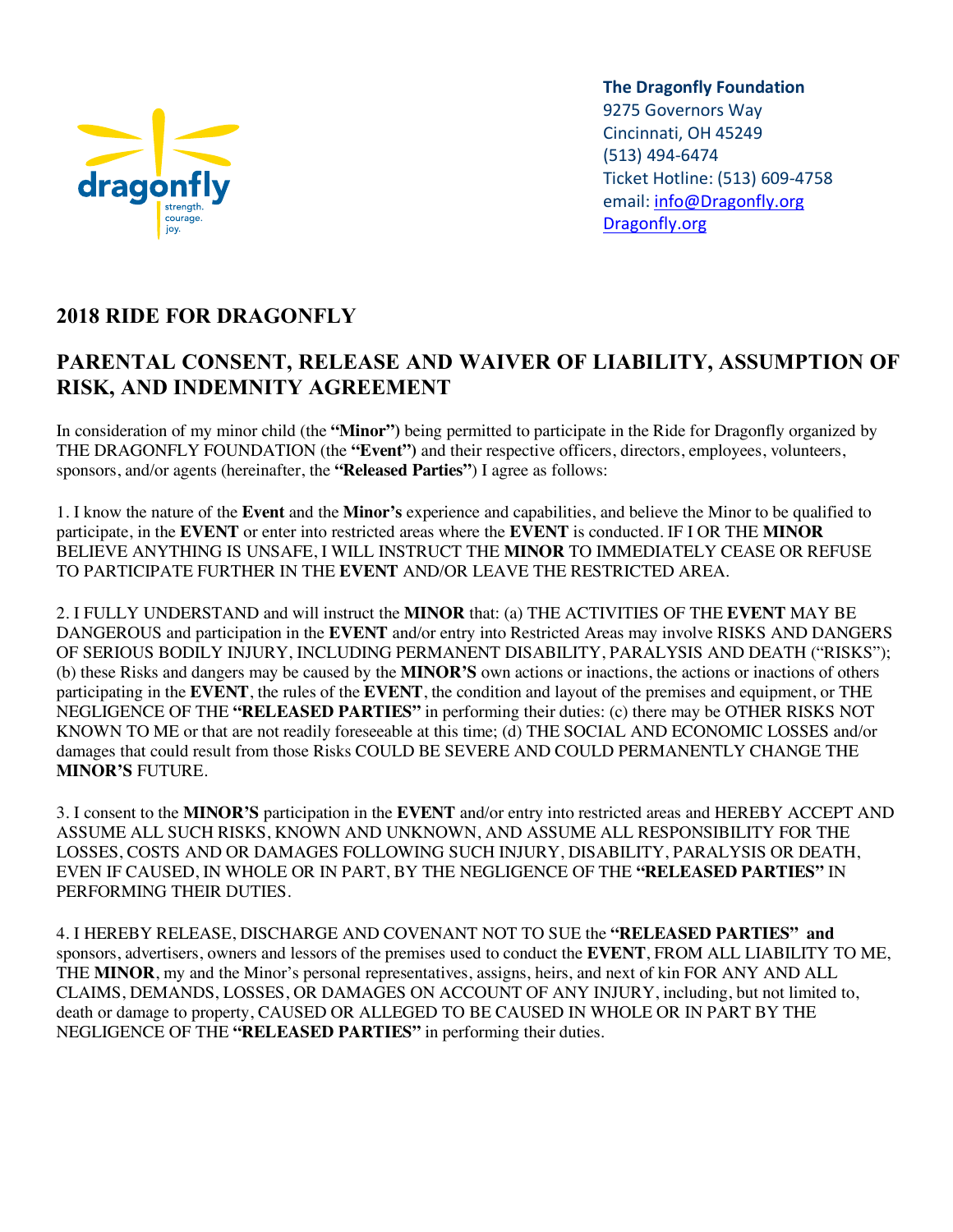dragonfly
strength.
courage.
joy.

**The Dragonfly Foundation**
9275 Governors Way
Cincinnati, OH 45249
(513) 494-6474
Ticket Hotline: (513) 609-4758
email: info@Dragonfly.org
Dragonfly.org

## 2018 RIDE FOR DRAGONFLY

## PARENTAL CONSENT, RELEASE AND WAIVER OF LIABILITY, ASSUMPTION OF RISK, AND INDEMNITY AGREEMENT

In consideration of my minor child (the **"Minor")** being permitted to participate in the Ride for Dragonfly organized by THE DRAGONFLY FOUNDATION (the **"Event")** and their respective officers, directors, employees, volunteers, sponsors, and/or agents (hereinafter, the **"Released Parties"**) I agree as follows:

1. I know the nature of the **Event** and the **Minor's** experience and capabilities, and believe the Minor to be qualified to participate, in the **EVENT** or enter into restricted areas where the **EVENT** is conducted. IF I OR THE **MINOR** BELIEVE ANYTHING IS UNSAFE, I WILL INSTRUCT THE **MINOR** TO IMMEDIATELY CEASE OR REFUSE TO PARTICIPATE FURTHER IN THE **EVENT** AND/OR LEAVE THE RESTRICTED AREA.

2. I FULLY UNDERSTAND and will instruct the **MINOR** that: (a) THE ACTIVITIES OF THE **EVENT** MAY BE DANGEROUS and participation in the **EVENT** and/or entry into Restricted Areas may involve RISKS AND DANGERS OF SERIOUS BODILY INJURY, INCLUDING PERMANENT DISABILITY, PARALYSIS AND DEATH ("RISKS"); (b) these Risks and dangers may be caused by the **MINOR'S** own actions or inactions, the actions or inactions of others participating in the **EVENT**, the rules of the **EVENT**, the condition and layout of the premises and equipment, or THE NEGLIGENCE OF THE **"RELEASED PARTIES"** in performing their duties: (c) there may be OTHER RISKS NOT KNOWN TO ME or that are not readily foreseeable at this time; (d) THE SOCIAL AND ECONOMIC LOSSES and/or damages that could result from those Risks COULD BE SEVERE AND COULD PERMANENTLY CHANGE THE **MINOR'S** FUTURE.

3. I consent to the **MINOR'S** participation in the **EVENT** and/or entry into restricted areas and HEREBY ACCEPT AND ASSUME ALL SUCH RISKS, KNOWN AND UNKNOWN, AND ASSUME ALL RESPONSIBILITY FOR THE LOSSES, COSTS AND OR DAMAGES FOLLOWING SUCH INJURY, DISABILITY, PARALYSIS OR DEATH, EVEN IF CAUSED, IN WHOLE OR IN PART, BY THE NEGLIGENCE OF THE **"RELEASED PARTIES"** IN PERFORMING THEIR DUTIES.

4. I HEREBY RELEASE, DISCHARGE AND COVENANT NOT TO SUE the **"RELEASED PARTIES" and** sponsors, advertisers, owners and lessors of the premises used to conduct the **EVENT**, FROM ALL LIABILITY TO ME, THE **MINOR**, my and the Minor's personal representatives, assigns, heirs, and next of kin FOR ANY AND ALL CLAIMS, DEMANDS, LOSSES, OR DAMAGES ON ACCOUNT OF ANY INJURY, including, but not limited to, death or damage to property, CAUSED OR ALLEGED TO BE CAUSED IN WHOLE OR IN PART BY THE NEGLIGENCE OF THE **"RELEASED PARTIES"** in performing their duties.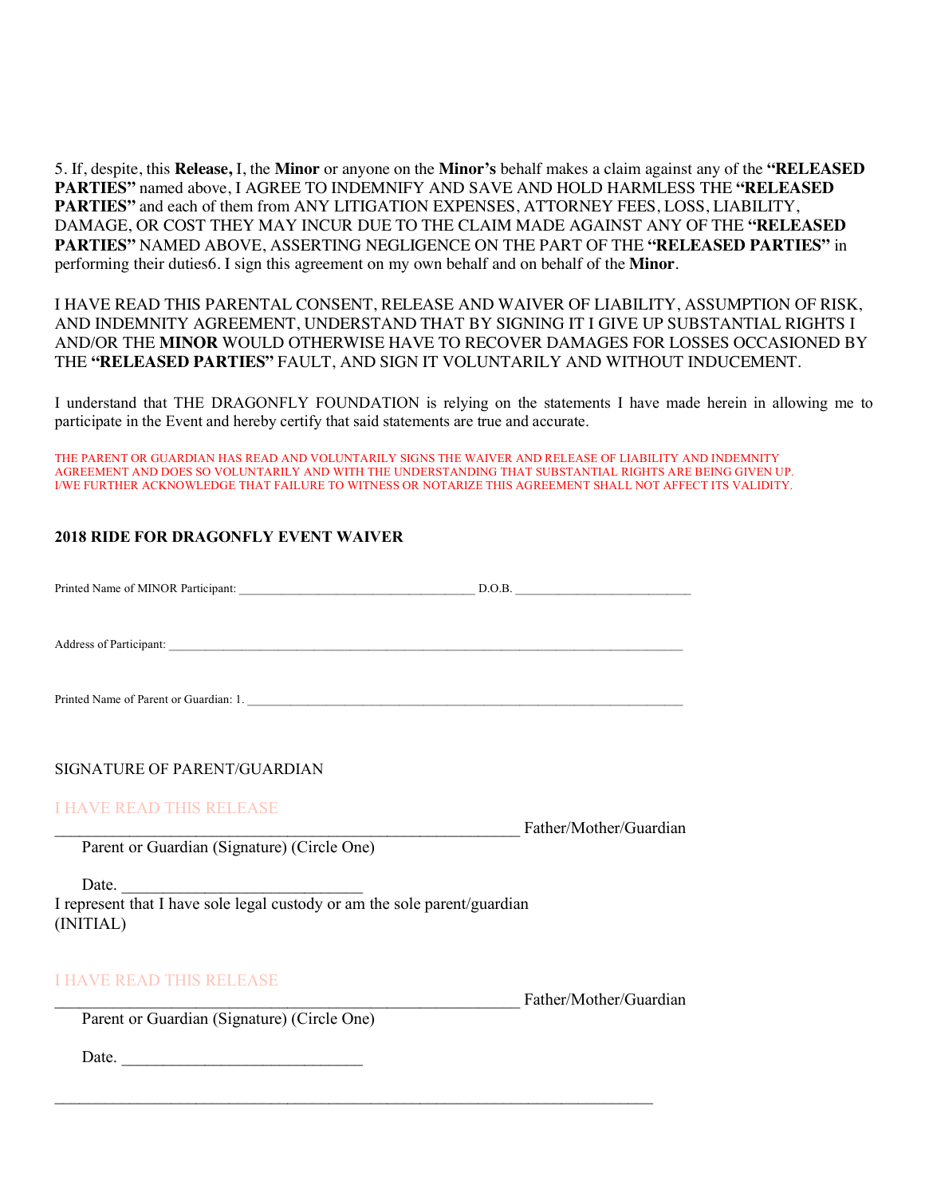5. If, despite, this **Release,** I, the **Minor** or anyone on the **Minor's** behalf makes a claim against any of the **"RELEASED PARTIES"** named above, I AGREE TO INDEMNIFY AND SAVE AND HOLD HARMLESS THE **"RELEASED PARTIES"** and each of them from ANY LITIGATION EXPENSES, ATTORNEY FEES, LOSS, LIABILITY, DAMAGE, OR COST THEY MAY INCUR DUE TO THE CLAIM MADE AGAINST ANY OF THE **"RELEASED PARTIES"** NAMED ABOVE, ASSERTING NEGLIGENCE ON THE PART OF THE **"RELEASED PARTIES"** in performing their duties6. I sign this agreement on my own behalf and on behalf of the **Minor**.

I HAVE READ THIS PARENTAL CONSENT, RELEASE AND WAIVER OF LIABILITY, ASSUMPTION OF RISK, AND INDEMNITY AGREEMENT, UNDERSTAND THAT BY SIGNING IT I GIVE UP SUBSTANTIAL RIGHTS I AND/OR THE **MINOR** WOULD OTHERWISE HAVE TO RECOVER DAMAGES FOR LOSSES OCCASIONED BY THE **"RELEASED PARTIES"** FAULT, AND SIGN IT VOLUNTARILY AND WITHOUT INDUCEMENT.

I understand that THE DRAGONFLY FOUNDATION is relying on the statements I have made herein in allowing me to participate in the Event and hereby certify that said statements are true and accurate.

THE PARENT OR GUARDIAN HAS READ AND VOLUNTARILY SIGNS THE WAIVER AND RELEASE OF LIABILITY AND INDEMNITY AGREEMENT AND DOES SO VOLUNTARILY AND WITH THE UNDERSTANDING THAT SUBSTANTIAL RIGHTS ARE BEING GIVEN UP. I/WE FURTHER ACKNOWLEDGE THAT FAILURE TO WITNESS OR NOTARIZE THIS AGREEMENT SHALL NOT AFFECT ITS VALIDITY.

**2018 RIDE FOR DRAGONFLY EVENT WAIVER**

Printed Name of MINOR Participant: ____________________________________ D.O.B. __________________________

Address of Participant: ________________________________________________________________________________

Printed Name of Parent or Guardian: 1. ________________________________________________________________

SIGNATURE OF PARENT/GUARDIAN

I HAVE READ THIS RELEASE
_________________________________________________________ Father/Mother/Guardian
Parent or Guardian (Signature) (Circle One)

Date. _____________________________
I represent that I have sole legal custody or am the sole parent/guardian
(INITIAL)

I HAVE READ THIS RELEASE
_________________________________________________________ Father/Mother/Guardian
Parent or Guardian (Signature) (Circle One)

Date. _____________________________

__________________________________________________________________________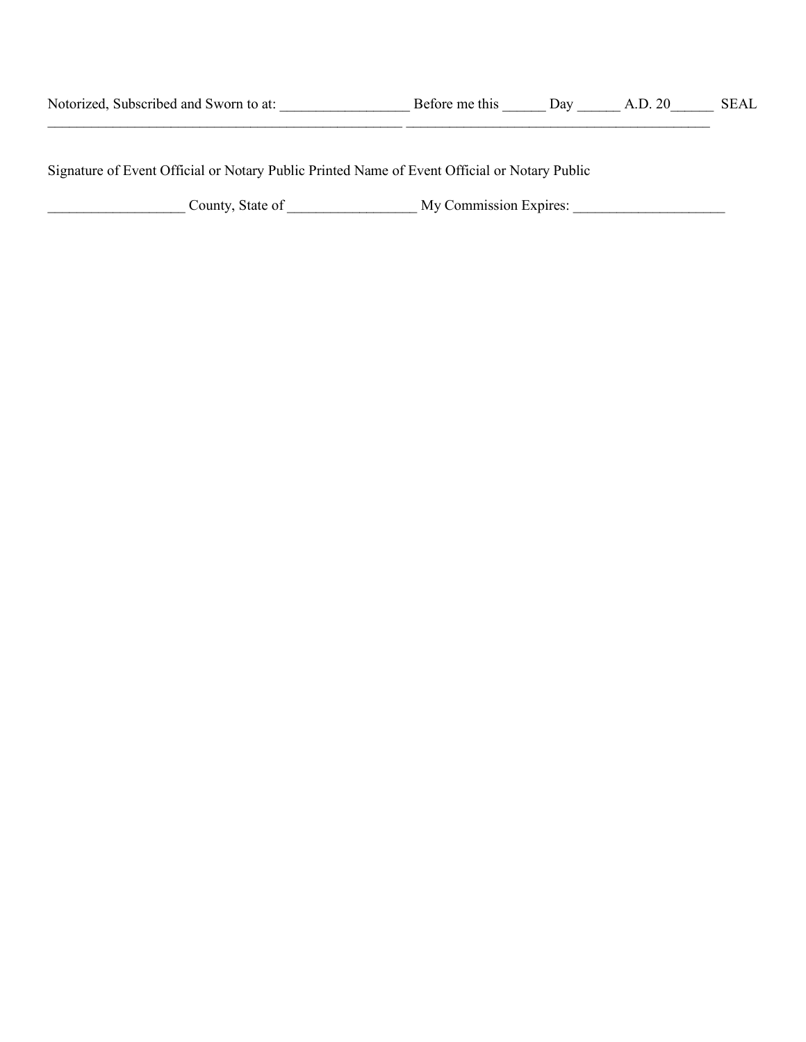Notorized, Subscribed and Sworn to at: __________________ Before me this ______ Day ______ A.D. 20______ SEAL

____________________________________________________ ____________________________________________

Signature of Event Official or Notary Public Printed Name of Event Official or Notary Public

___________________ County, State of __________________ My Commission Expires: _____________________